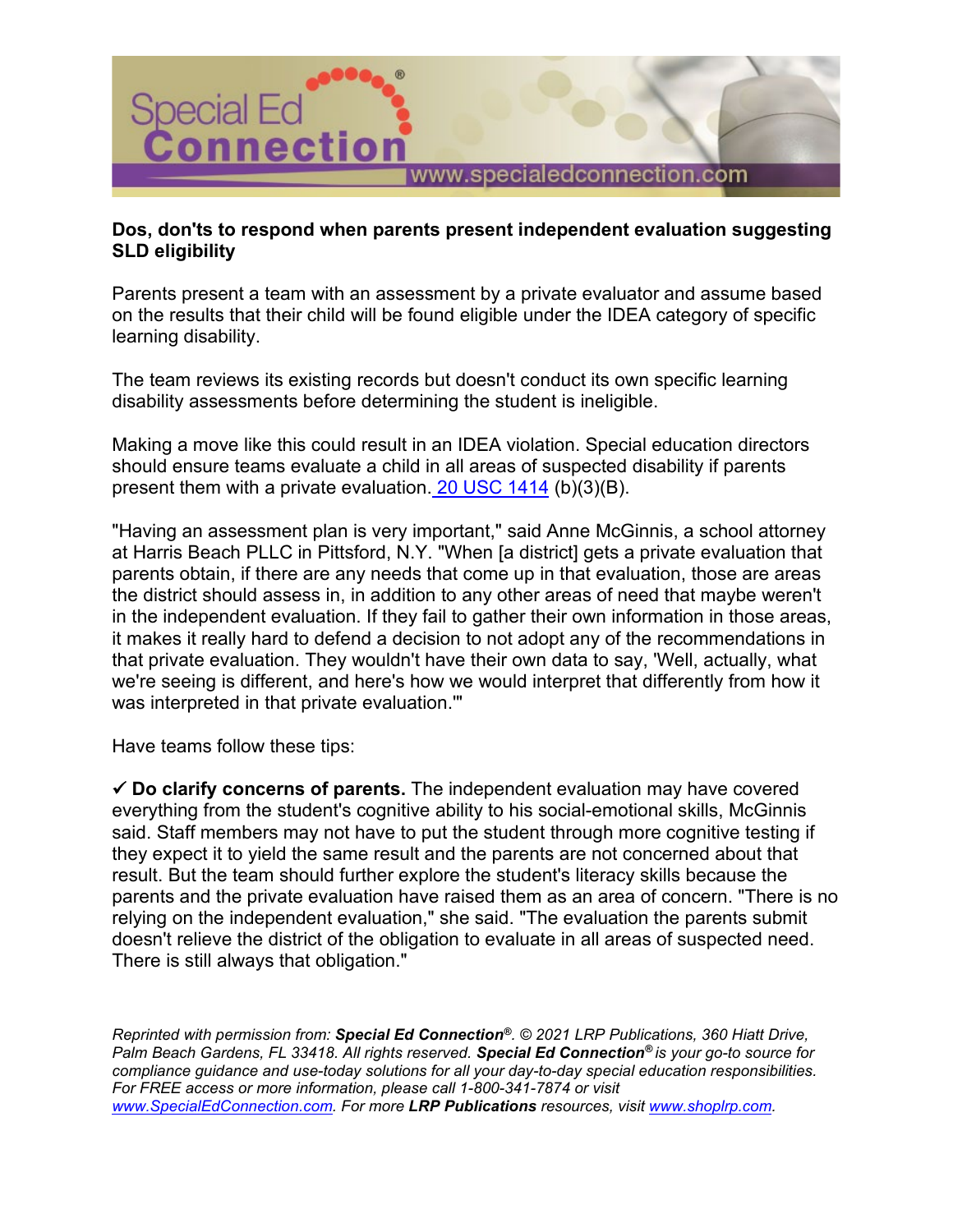Special Ed Connection® www.specialedconnection.com

**Dos, don'ts to respond when parents present independent evaluation suggesting SLD eligibility**

Parents present a team with an assessment by a private evaluator and assume based on the results that their child will be found eligible under the IDEA category of specific learning disability.

The team reviews its existing records but doesn't conduct its own specific learning disability assessments before determining the student is ineligible.

Making a move like this could result in an IDEA violation. Special education directors should ensure teams evaluate a child in all areas of suspected disability if parents present them with a private evaluation. [20 USC 1414](#) (b)(3)(B).

"Having an assessment plan is very important," said Anne McGinnis, a school attorney at Harris Beach PLLC in Pittsford, N.Y. "When [a district] gets a private evaluation that parents obtain, if there are any needs that come up in that evaluation, those are areas the district should assess in, in addition to any other areas of need that maybe weren't in the independent evaluation. If they fail to gather their own information in those areas, it makes it really hard to defend a decision to not adopt any of the recommendations in that private evaluation. They wouldn't have their own data to say, 'Well, actually, what we're seeing is different, and here's how we would interpret that differently from how it was interpreted in that private evaluation.'"

Have teams follow these tips:

✓ **Do clarify concerns of parents.** The independent evaluation may have covered everything from the student's cognitive ability to his social-emotional skills, McGinnis said. Staff members may not have to put the student through more cognitive testing if they expect it to yield the same result and the parents are not concerned about that result. But the team should further explore the student's literacy skills because the parents and the private evaluation have raised them as an area of concern. "There is no relying on the independent evaluation," she said. "The evaluation the parents submit doesn't relieve the district of the obligation to evaluate in all areas of suspected need. There is still always that obligation."

*Reprinted with permission from: **Special Ed Connection®**. © 2021 LRP Publications, 360 Hiatt Drive, Palm Beach Gardens, FL 33418. All rights reserved. **Special Ed Connection®** is your go-to source for compliance guidance and use-today solutions for all your day-to-day special education responsibilities. For FREE access or more information, please call 1-800-341-7874 or visit [www.SpecialEdConnection.com](http://www.SpecialEdConnection.com). For more **LRP Publications** resources, visit [www.shoplrp.com](http://www.shoplrp.com).*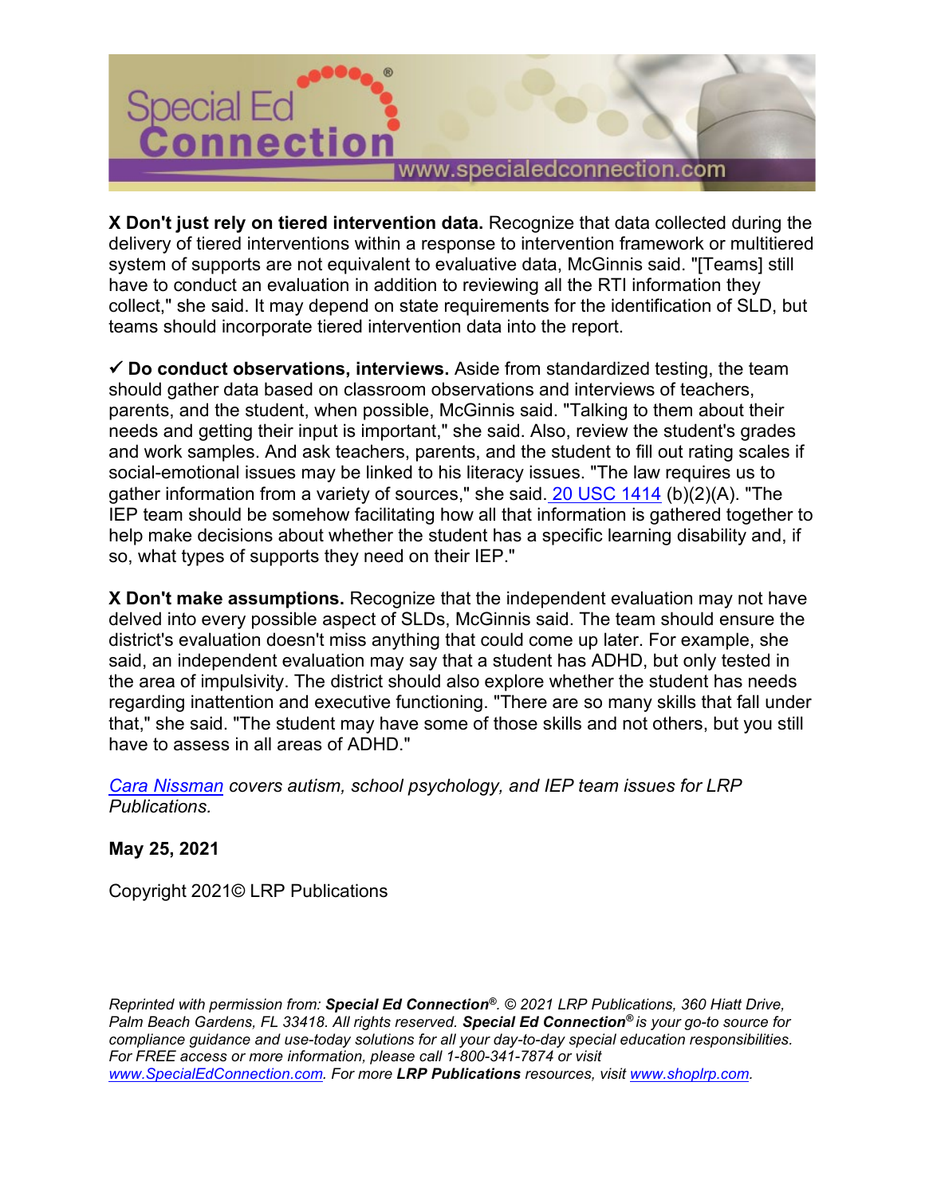**X Don't just rely on tiered intervention data.** Recognize that data collected during the delivery of tiered interventions within a response to intervention framework or multitiered system of supports are not equivalent to evaluative data, McGinnis said. "[Teams] still have to conduct an evaluation in addition to reviewing all the RTI information they collect," she said. It may depend on state requirements for the identification of SLD, but teams should incorporate tiered intervention data into the report.

**✓ Do conduct observations, interviews.** Aside from standardized testing, the team should gather data based on classroom observations and interviews of teachers, parents, and the student, when possible, McGinnis said. "Talking to them about their needs and getting their input is important," she said. Also, review the student's grades and work samples. And ask teachers, parents, and the student to fill out rating scales if social-emotional issues may be linked to his literacy issues. "The law requires us to gather information from a variety of sources," she said. 20 USC 1414 (b)(2)(A). "The IEP team should be somehow facilitating how all that information is gathered together to help make decisions about whether the student has a specific learning disability and, if so, what types of supports they need on their IEP."

**X Don't make assumptions.** Recognize that the independent evaluation may not have delved into every possible aspect of SLDs, McGinnis said. The team should ensure the district's evaluation doesn't miss anything that could come up later. For example, she said, an independent evaluation may say that a student has ADHD, but only tested in the area of impulsivity. The district should also explore whether the student has needs regarding inattention and executive functioning. "There are so many skills that fall under that," she said. "The student may have some of those skills and not others, but you still have to assess in all areas of ADHD."

*Cara Nissman covers autism, school psychology, and IEP team issues for LRP Publications.*

**May 25, 2021**

Copyright 2021© LRP Publications

*Reprinted with permission from: **Special Ed Connection**®. © 2021 LRP Publications, 360 Hiatt Drive, Palm Beach Gardens, FL 33418. All rights reserved. **Special Ed Connection**® is your go-to source for compliance guidance and use-today solutions for all your day-to-day special education responsibilities. For FREE access or more information, please call 1-800-341-7874 or visit www.SpecialEdConnection.com. For more **LRP Publications** resources, visit www.shoplrp.com.*